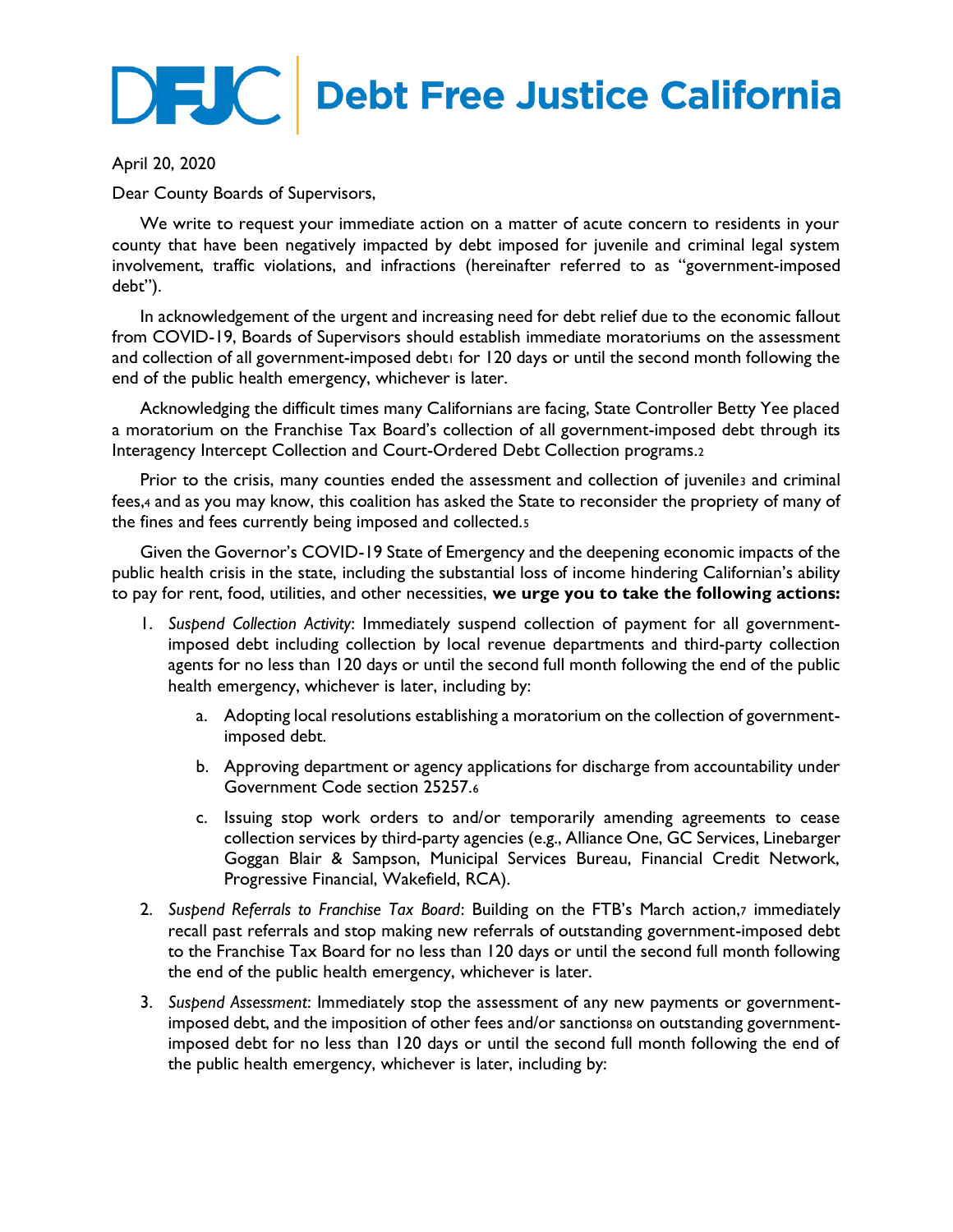# DFJC | Debt Free Justice California

April 20, 2020

Dear County Boards of Supervisors,

We write to request your immediate action on a matter of acute concern to residents in your county that have been negatively impacted by debt imposed for juvenile and criminal legal system involvement, traffic violations, and infractions (hereinafter referred to as "government-imposed debt").

In acknowledgement of the urgent and increasing need for debt relief due to the economic fallout from COVID-19, Boards of Supervisors should establish immediate moratoriums on the assessment and collection of all government-imposed debt[1] for 120 days or until the second month following the end of the public health emergency, whichever is later.

Acknowledging the difficult times many Californians are facing, State Controller Betty Yee placed a moratorium on the Franchise Tax Board's collection of all government-imposed debt through its Interagency Intercept Collection and Court-Ordered Debt Collection programs.[2]

Prior to the crisis, many counties ended the assessment and collection of juvenile[3] and criminal fees,[4] and as you may know, this coalition has asked the State to reconsider the propriety of many of the fines and fees currently being imposed and collected.[5]

Given the Governor's COVID-19 State of Emergency and the deepening economic impacts of the public health crisis in the state, including the substantial loss of income hindering Californian's ability to pay for rent, food, utilities, and other necessities, **we urge you to take the following actions:**

1. *Suspend Collection Activity*: Immediately suspend collection of payment for all government-imposed debt including collection by local revenue departments and third-party collection agents for no less than 120 days or until the second full month following the end of the public health emergency, whichever is later, including by:

   a. Adopting local resolutions establishing a moratorium on the collection of government-imposed debt.

   b. Approving department or agency applications for discharge from accountability under Government Code section 25257.[6]

   c. Issuing stop work orders to and/or temporarily amending agreements to cease collection services by third-party agencies (e.g., Alliance One, GC Services, Linebarger Goggan Blair & Sampson, Municipal Services Bureau, Financial Credit Network, Progressive Financial, Wakefield, RCA).

2. *Suspend Referrals to Franchise Tax Board*: Building on the FTB's March action,[7] immediately recall past referrals and stop making new referrals of outstanding government-imposed debt to the Franchise Tax Board for no less than 120 days or until the second full month following the end of the public health emergency, whichever is later.

3. *Suspend Assessment*: Immediately stop the assessment of any new payments or government-imposed debt, and the imposition of other fees and/or sanctions[8] on outstanding government-imposed debt for no less than 120 days or until the second full month following the end of the public health emergency, whichever is later, including by: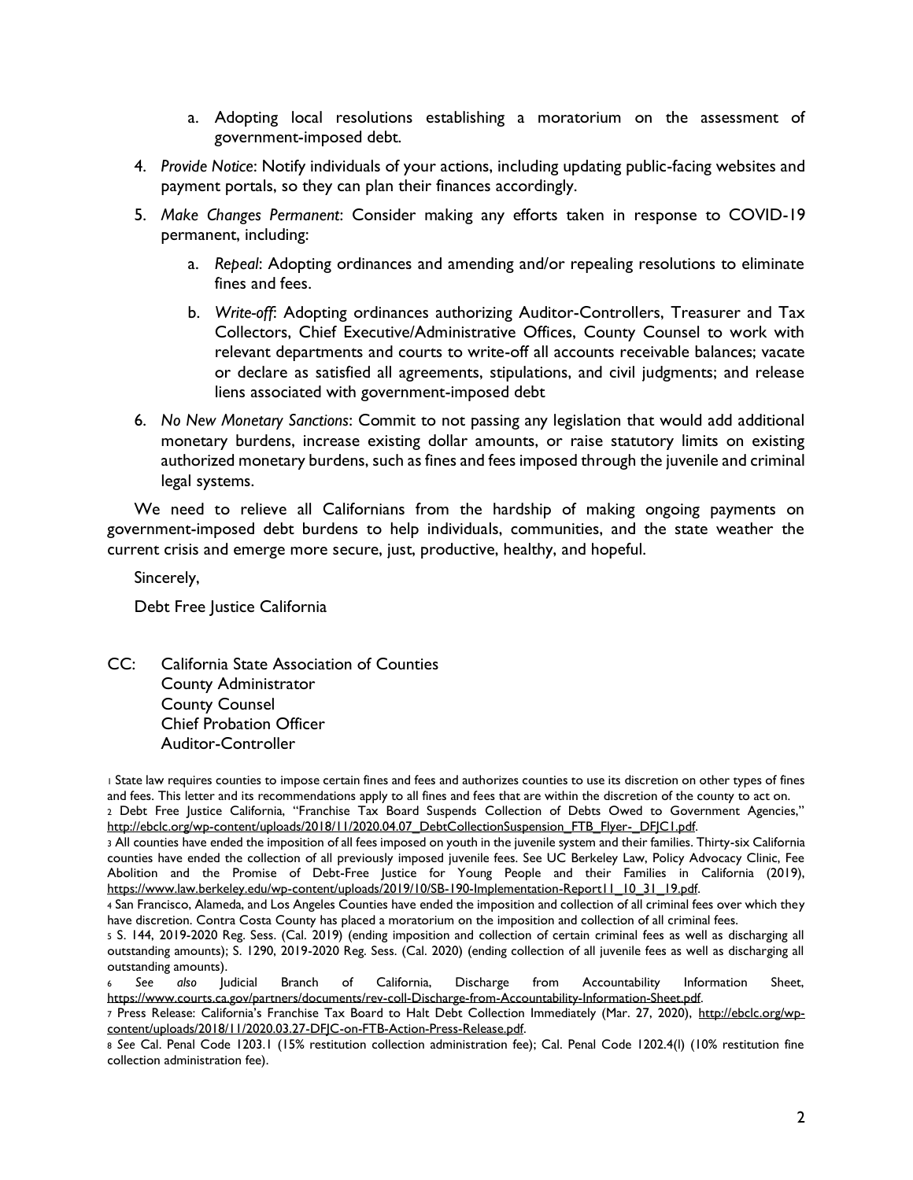a. Adopting local resolutions establishing a moratorium on the assessment of government-imposed debt.

4. *Provide Notice*: Notify individuals of your actions, including updating public-facing websites and payment portals, so they can plan their finances accordingly.

5. *Make Changes Permanent*: Consider making any efforts taken in response to COVID-19 permanent, including:

   a. *Repeal*: Adopting ordinances and amending and/or repealing resolutions to eliminate fines and fees.

   b. *Write-off*: Adopting ordinances authorizing Auditor-Controllers, Treasurer and Tax Collectors, Chief Executive/Administrative Offices, County Counsel to work with relevant departments and courts to write-off all accounts receivable balances; vacate or declare as satisfied all agreements, stipulations, and civil judgments; and release liens associated with government-imposed debt

6. *No New Monetary Sanctions*: Commit to not passing any legislation that would add additional monetary burdens, increase existing dollar amounts, or raise statutory limits on existing authorized monetary burdens, such as fines and fees imposed through the juvenile and criminal legal systems.

We need to relieve all Californians from the hardship of making ongoing payments on government-imposed debt burdens to help individuals, communities, and the state weather the current crisis and emerge more secure, just, productive, healthy, and hopeful.

Sincerely,

Debt Free Justice California

CC: California State Association of Counties
County Administrator
County Counsel
Chief Probation Officer
Auditor-Controller

[1] State law requires counties to impose certain fines and fees and authorizes counties to use its discretion on other types of fines and fees. This letter and its recommendations apply to all fines and fees that are within the discretion of the county to act on.

[2] Debt Free Justice California, "Franchise Tax Board Suspends Collection of Debts Owed to Government Agencies," http://ebclc.org/wp-content/uploads/2018/11/2020.04.07_DebtCollectionSuspension_FTB_Flyer-_DFJC1.pdf.

[3] All counties have ended the imposition of all fees imposed on youth in the juvenile system and their families. Thirty-six California counties have ended the collection of all previously imposed juvenile fees. See UC Berkeley Law, Policy Advocacy Clinic, Fee Abolition and the Promise of Debt-Free Justice for Young People and their Families in California (2019), https://www.law.berkeley.edu/wp-content/uploads/2019/10/SB-190-Implementation-Report11_10_31_19.pdf.

[4] San Francisco, Alameda, and Los Angeles Counties have ended the imposition and collection of all criminal fees over which they have discretion. Contra Costa County has placed a moratorium on the imposition and collection of all criminal fees.

[5] S. 144, 2019-2020 Reg. Sess. (Cal. 2019) (ending imposition and collection of certain criminal fees as well as discharging all outstanding amounts); S. 1290, 2019-2020 Reg. Sess. (Cal. 2020) (ending collection of all juvenile fees as well as discharging all outstanding amounts).

[6] *See also* Judicial Branch of California, Discharge from Accountability Information Sheet, https://www.courts.ca.gov/partners/documents/rev-coll-Discharge-from-Accountability-Information-Sheet.pdf.

[7] Press Release: California's Franchise Tax Board to Halt Debt Collection Immediately (Mar. 27, 2020), http://ebclc.org/wp-content/uploads/2018/11/2020.03.27-DFJC-on-FTB-Action-Press-Release.pdf.

[8] *See* Cal. Penal Code 1203.1 (15% restitution collection administration fee); Cal. Penal Code 1202.4(l) (10% restitution fine collection administration fee).